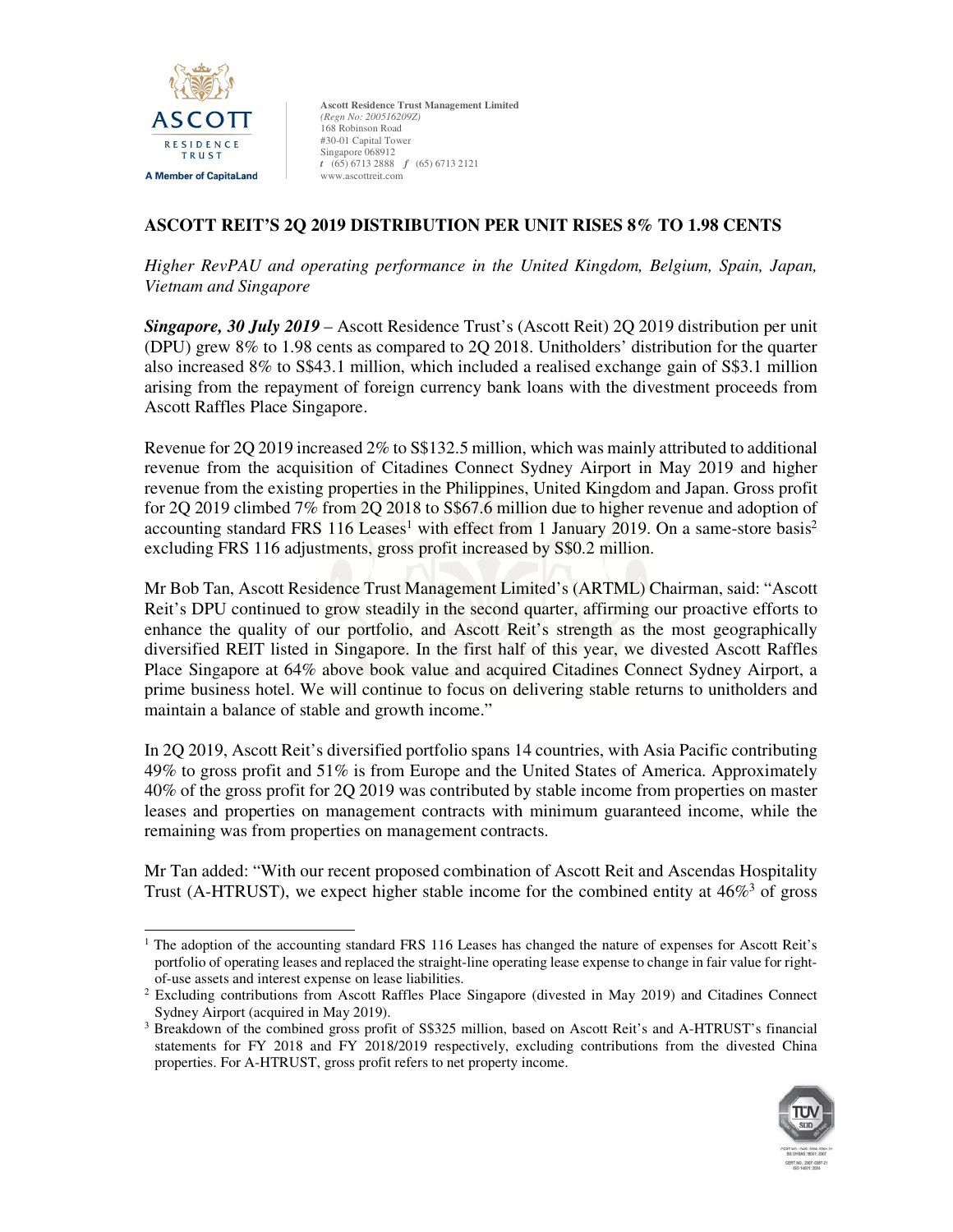Ascott Residence Trust Management Limited
*(Regn No: 200516209Z)*
168 Robinson Road
#30-01 Capital Tower
Singapore 068912
*t* (65) 6713 2888 *f* (65) 6713 2121
www.ascottreit.com

# ASCOTT REIT'S 2Q 2019 DISTRIBUTION PER UNIT RISES 8% TO 1.98 CENTS

*Higher RevPAU and operating performance in the United Kingdom, Belgium, Spain, Japan, Vietnam and Singapore*

***Singapore, 30 July 2019*** – Ascott Residence Trust's (Ascott Reit) 2Q 2019 distribution per unit (DPU) grew 8% to 1.98 cents as compared to 2Q 2018. Unitholders' distribution for the quarter also increased 8% to S$43.1 million, which included a realised exchange gain of S$3.1 million arising from the repayment of foreign currency bank loans with the divestment proceeds from Ascott Raffles Place Singapore.

Revenue for 2Q 2019 increased 2% to S$132.5 million, which was mainly attributed to additional revenue from the acquisition of Citadines Connect Sydney Airport in May 2019 and higher revenue from the existing properties in the Philippines, United Kingdom and Japan. Gross profit for 2Q 2019 climbed 7% from 2Q 2018 to S$67.6 million due to higher revenue and adoption of accounting standard FRS 116 Leases[1] with effect from 1 January 2019. On a same-store basis[2] excluding FRS 116 adjustments, gross profit increased by S$0.2 million.

Mr Bob Tan, Ascott Residence Trust Management Limited's (ARTML) Chairman, said: "Ascott Reit's DPU continued to grow steadily in the second quarter, affirming our proactive efforts to enhance the quality of our portfolio, and Ascott Reit's strength as the most geographically diversified REIT listed in Singapore. In the first half of this year, we divested Ascott Raffles Place Singapore at 64% above book value and acquired Citadines Connect Sydney Airport, a prime business hotel. We will continue to focus on delivering stable returns to unitholders and maintain a balance of stable and growth income."

In 2Q 2019, Ascott Reit's diversified portfolio spans 14 countries, with Asia Pacific contributing 49% to gross profit and 51% is from Europe and the United States of America. Approximately 40% of the gross profit for 2Q 2019 was contributed by stable income from properties on master leases and properties on management contracts with minimum guaranteed income, while the remaining was from properties on management contracts.

Mr Tan added: "With our recent proposed combination of Ascott Reit and Ascendas Hospitality Trust (A-HTRUST), we expect higher stable income for the combined entity at 46%[3] of gross

---

[1] The adoption of the accounting standard FRS 116 Leases has changed the nature of expenses for Ascott Reit's portfolio of operating leases and replaced the straight-line operating lease expense to change in fair value for right-of-use assets and interest expense on lease liabilities.

[2] Excluding contributions from Ascott Raffles Place Singapore (divested in May 2019) and Citadines Connect Sydney Airport (acquired in May 2019).

[3] Breakdown of the combined gross profit of S$325 million, based on Ascott Reit's and A-HTRUST's financial statements for FY 2018 and FY 2018/2019 respectively, excluding contributions from the divested China properties. For A-HTRUST, gross profit refers to net property income.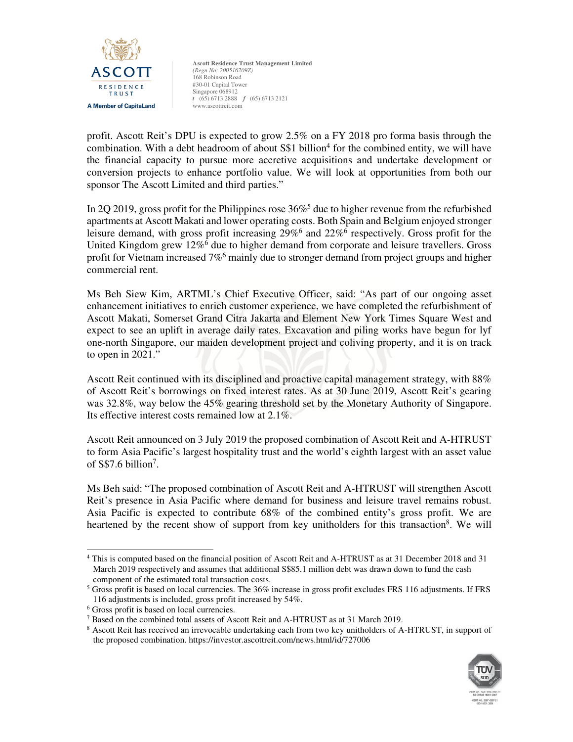profit. Ascott Reit's DPU is expected to grow 2.5% on a FY 2018 pro forma basis through the combination. With a debt headroom of about S$1 billion[4] for the combined entity, we will have the financial capacity to pursue more accretive acquisitions and undertake development or conversion projects to enhance portfolio value. We will look at opportunities from both our sponsor The Ascott Limited and third parties."

In 2Q 2019, gross profit for the Philippines rose 36%[5] due to higher revenue from the refurbished apartments at Ascott Makati and lower operating costs. Both Spain and Belgium enjoyed stronger leisure demand, with gross profit increasing 29%[6] and 22%[6] respectively. Gross profit for the United Kingdom grew 12%[6] due to higher demand from corporate and leisure travellers. Gross profit for Vietnam increased 7%[6] mainly due to stronger demand from project groups and higher commercial rent.

Ms Beh Siew Kim, ARTML's Chief Executive Officer, said: "As part of our ongoing asset enhancement initiatives to enrich customer experience, we have completed the refurbishment of Ascott Makati, Somerset Grand Citra Jakarta and Element New York Times Square West and expect to see an uplift in average daily rates. Excavation and piling works have begun for lyf one-north Singapore, our maiden development project and coliving property, and it is on track to open in 2021."

Ascott Reit continued with its disciplined and proactive capital management strategy, with 88% of Ascott Reit's borrowings on fixed interest rates. As at 30 June 2019, Ascott Reit's gearing was 32.8%, way below the 45% gearing threshold set by the Monetary Authority of Singapore. Its effective interest costs remained low at 2.1%.

Ascott Reit announced on 3 July 2019 the proposed combination of Ascott Reit and A-HTRUST to form Asia Pacific's largest hospitality trust and the world's eighth largest with an asset value of S$7.6 billion[7].

Ms Beh said: "The proposed combination of Ascott Reit and A-HTRUST will strengthen Ascott Reit's presence in Asia Pacific where demand for business and leisure travel remains robust. Asia Pacific is expected to contribute 68% of the combined entity's gross profit. We are heartened by the recent show of support from key unitholders for this transaction[8]. We will

---

[4] This is computed based on the financial position of Ascott Reit and A-HTRUST as at 31 December 2018 and 31 March 2019 respectively and assumes that additional S$85.1 million debt was drawn down to fund the cash component of the estimated total transaction costs.

[5] Gross profit is based on local currencies. The 36% increase in gross profit excludes FRS 116 adjustments. If FRS 116 adjustments is included, gross profit increased by 54%.

[6] Gross profit is based on local currencies.

[7] Based on the combined total assets of Ascott Reit and A-HTRUST as at 31 March 2019.

[8] Ascott Reit has received an irrevocable undertaking each from two key unitholders of A-HTRUST, in support of the proposed combination. https://investor.ascottreit.com/news.html/id/727006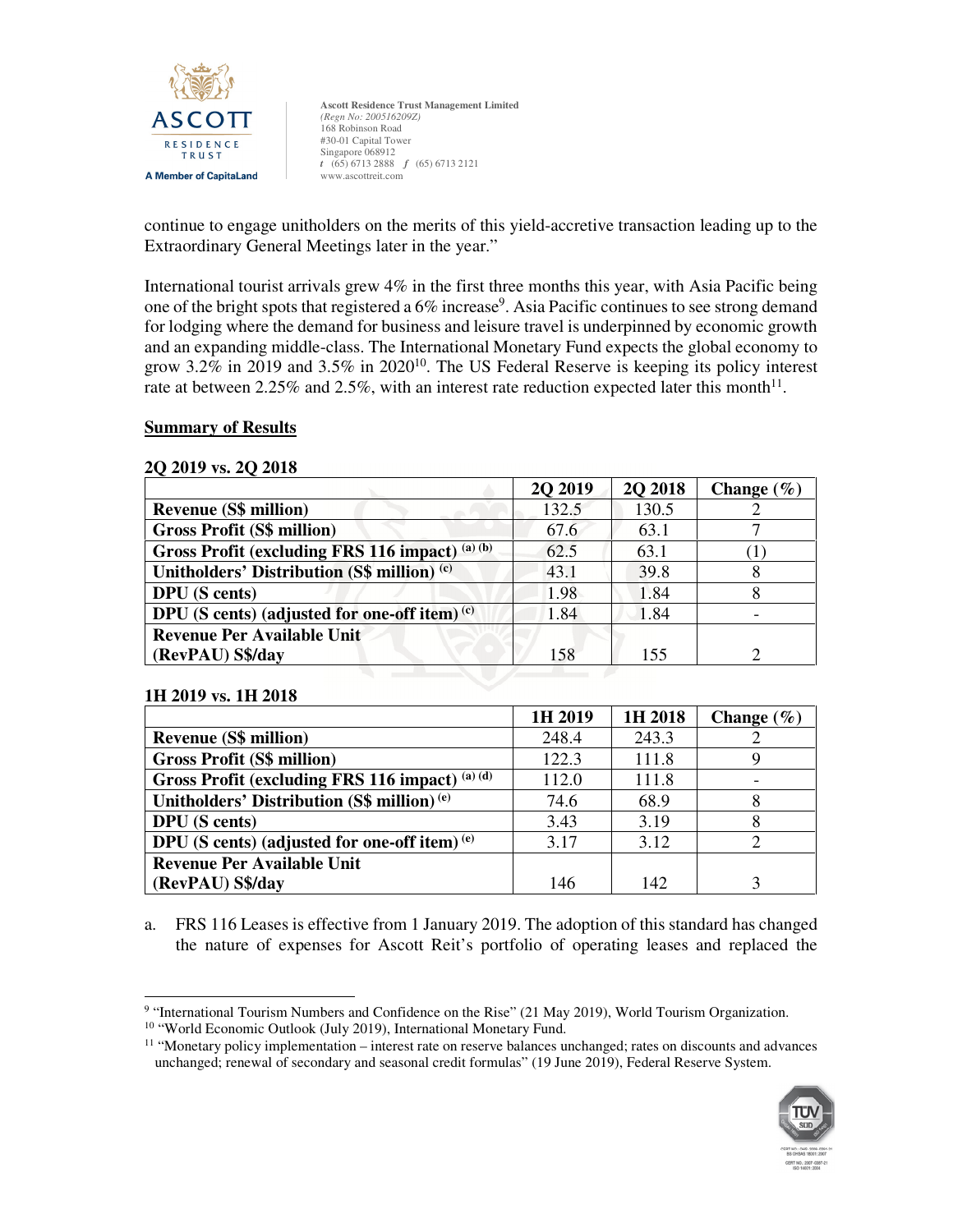continue to engage unitholders on the merits of this yield-accretive transaction leading up to the Extraordinary General Meetings later in the year."

International tourist arrivals grew 4% in the first three months this year, with Asia Pacific being one of the bright spots that registered a 6% increase[9]. Asia Pacific continues to see strong demand for lodging where the demand for business and leisure travel is underpinned by economic growth and an expanding middle-class. The International Monetary Fund expects the global economy to grow 3.2% in 2019 and 3.5% in 2020[10]. The US Federal Reserve is keeping its policy interest rate at between 2.25% and 2.5%, with an interest rate reduction expected later this month[11].

**Summary of Results**

**2Q 2019 vs. 2Q 2018**

| | 2Q 2019 | 2Q 2018 | Change (%) |
|---|---|---|---|
| **Revenue (S$ million)** | 132.5 | 130.5 | 2 |
| **Gross Profit (S$ million)** | 67.6 | 63.1 | 7 |
| **Gross Profit (excluding FRS 116 impact)** [(a) (b)] | 62.5 | 63.1 | (1) |
| **Unitholders' Distribution (S$ million)** [(c)] | 43.1 | 39.8 | 8 |
| **DPU (S cents)** | 1.98 | 1.84 | 8 |
| **DPU (S cents) (adjusted for one-off item)** [(c)] | 1.84 | 1.84 | - |
| **Revenue Per Available Unit (RevPAU) S$/day** | 158 | 155 | 2 |

**1H 2019 vs. 1H 2018**

| | 1H 2019 | 1H 2018 | Change (%) |
|---|---|---|---|
| **Revenue (S$ million)** | 248.4 | 243.3 | 2 |
| **Gross Profit (S$ million)** | 122.3 | 111.8 | 9 |
| **Gross Profit (excluding FRS 116 impact)** [(a) (d)] | 112.0 | 111.8 | - |
| **Unitholders' Distribution (S$ million)** [(e)] | 74.6 | 68.9 | 8 |
| **DPU (S cents)** | 3.43 | 3.19 | 8 |
| **DPU (S cents) (adjusted for one-off item)** [(e)] | 3.17 | 3.12 | 2 |
| **Revenue Per Available Unit (RevPAU) S$/day** | 146 | 142 | 3 |

a. FRS 116 Leases is effective from 1 January 2019. The adoption of this standard has changed the nature of expenses for Ascott Reit's portfolio of operating leases and replaced the

[9] "International Tourism Numbers and Confidence on the Rise" (21 May 2019), World Tourism Organization.
[10] "World Economic Outlook (July 2019), International Monetary Fund.
[11] "Monetary policy implementation – interest rate on reserve balances unchanged; rates on discounts and advances unchanged; renewal of secondary and seasonal credit formulas" (19 June 2019), Federal Reserve System.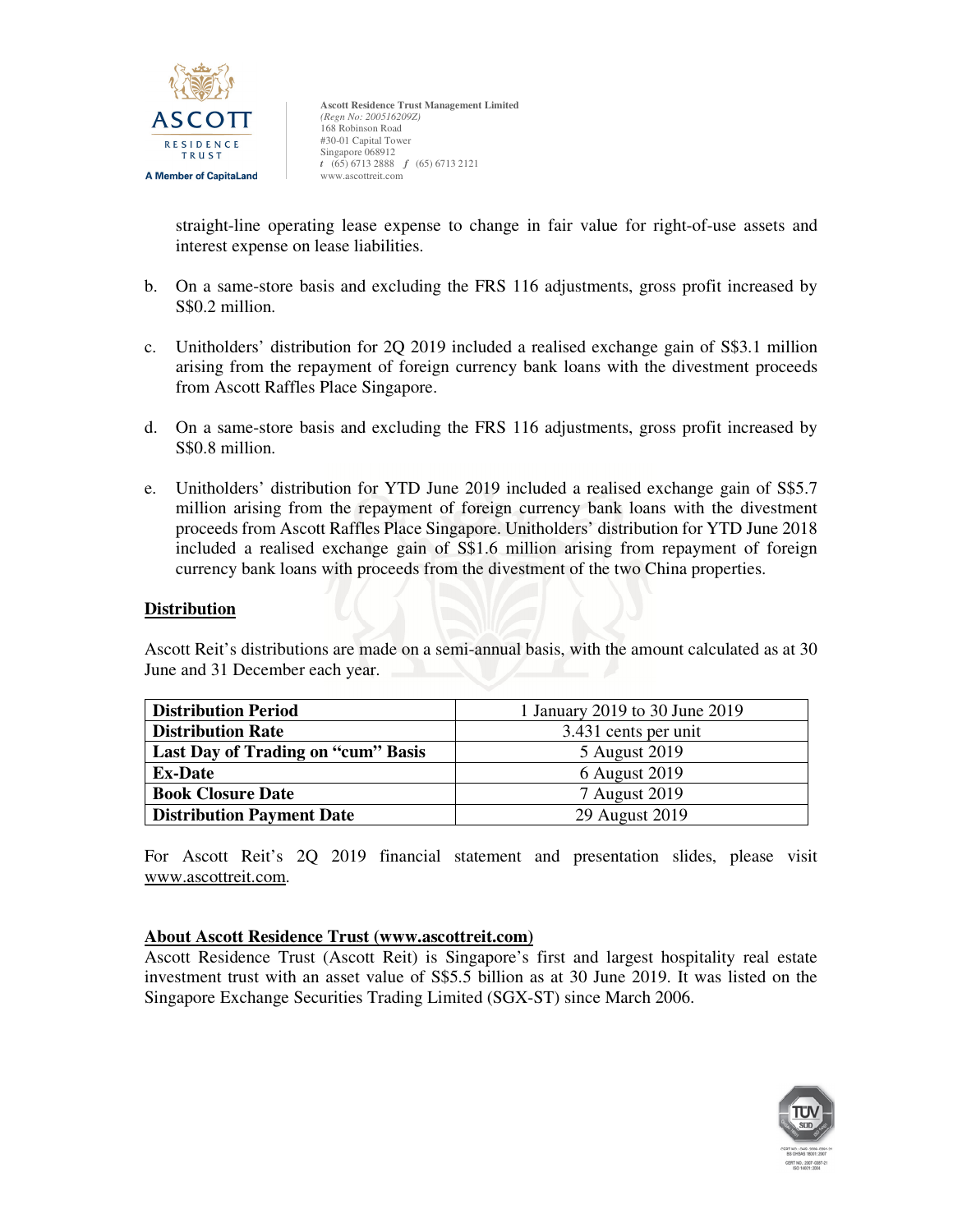straight-line operating lease expense to change in fair value for right-of-use assets and interest expense on lease liabilities.

b. On a same-store basis and excluding the FRS 116 adjustments, gross profit increased by S$0.2 million.

c. Unitholders' distribution for 2Q 2019 included a realised exchange gain of S$3.1 million arising from the repayment of foreign currency bank loans with the divestment proceeds from Ascott Raffles Place Singapore.

d. On a same-store basis and excluding the FRS 116 adjustments, gross profit increased by S$0.8 million.

e. Unitholders' distribution for YTD June 2019 included a realised exchange gain of S$5.7 million arising from the repayment of foreign currency bank loans with the divestment proceeds from Ascott Raffles Place Singapore. Unitholders' distribution for YTD June 2018 included a realised exchange gain of S$1.6 million arising from repayment of foreign currency bank loans with proceeds from the divestment of the two China properties.

## Distribution

Ascott Reit's distributions are made on a semi-annual basis, with the amount calculated as at 30 June and 31 December each year.

| | |
|---|---|
| **Distribution Period** | 1 January 2019 to 30 June 2019 |
| **Distribution Rate** | 3.431 cents per unit |
| **Last Day of Trading on "cum" Basis** | 5 August 2019 |
| **Ex-Date** | 6 August 2019 |
| **Book Closure Date** | 7 August 2019 |
| **Distribution Payment Date** | 29 August 2019 |

For Ascott Reit's 2Q 2019 financial statement and presentation slides, please visit www.ascottreit.com.

## About Ascott Residence Trust (www.ascottreit.com)

Ascott Residence Trust (Ascott Reit) is Singapore's first and largest hospitality real estate investment trust with an asset value of S$5.5 billion as at 30 June 2019. It was listed on the Singapore Exchange Securities Trading Limited (SGX-ST) since March 2006.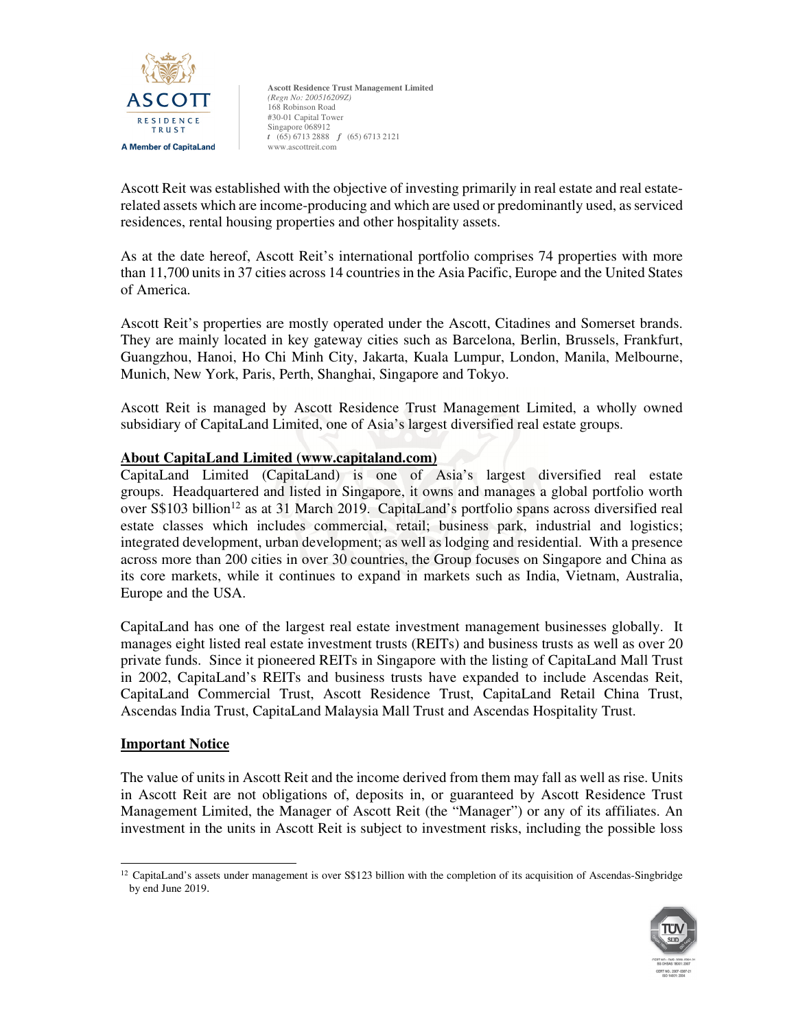Ascott Reit was established with the objective of investing primarily in real estate and real estate-related assets which are income-producing and which are used or predominantly used, as serviced residences, rental housing properties and other hospitality assets.

As at the date hereof, Ascott Reit's international portfolio comprises 74 properties with more than 11,700 units in 37 cities across 14 countries in the Asia Pacific, Europe and the United States of America.

Ascott Reit's properties are mostly operated under the Ascott, Citadines and Somerset brands. They are mainly located in key gateway cities such as Barcelona, Berlin, Brussels, Frankfurt, Guangzhou, Hanoi, Ho Chi Minh City, Jakarta, Kuala Lumpur, London, Manila, Melbourne, Munich, New York, Paris, Perth, Shanghai, Singapore and Tokyo.

Ascott Reit is managed by Ascott Residence Trust Management Limited, a wholly owned subsidiary of CapitaLand Limited, one of Asia's largest diversified real estate groups.

**About CapitaLand Limited (www.capitaland.com)**

CapitaLand Limited (CapitaLand) is one of Asia's largest diversified real estate groups. Headquartered and listed in Singapore, it owns and manages a global portfolio worth over S$103 billion[12] as at 31 March 2019. CapitaLand's portfolio spans across diversified real estate classes which includes commercial, retail; business park, industrial and logistics; integrated development, urban development; as well as lodging and residential. With a presence across more than 200 cities in over 30 countries, the Group focuses on Singapore and China as its core markets, while it continues to expand in markets such as India, Vietnam, Australia, Europe and the USA.

CapitaLand has one of the largest real estate investment management businesses globally. It manages eight listed real estate investment trusts (REITs) and business trusts as well as over 20 private funds. Since it pioneered REITs in Singapore with the listing of CapitaLand Mall Trust in 2002, CapitaLand's REITs and business trusts have expanded to include Ascendas Reit, CapitaLand Commercial Trust, Ascott Residence Trust, CapitaLand Retail China Trust, Ascendas India Trust, CapitaLand Malaysia Mall Trust and Ascendas Hospitality Trust.

**Important Notice**

The value of units in Ascott Reit and the income derived from them may fall as well as rise. Units in Ascott Reit are not obligations of, deposits in, or guaranteed by Ascott Residence Trust Management Limited, the Manager of Ascott Reit (the "Manager") or any of its affiliates. An investment in the units in Ascott Reit is subject to investment risks, including the possible loss

---

[12] CapitaLand's assets under management is over S$123 billion with the completion of its acquisition of Ascendas-Singbridge by end June 2019.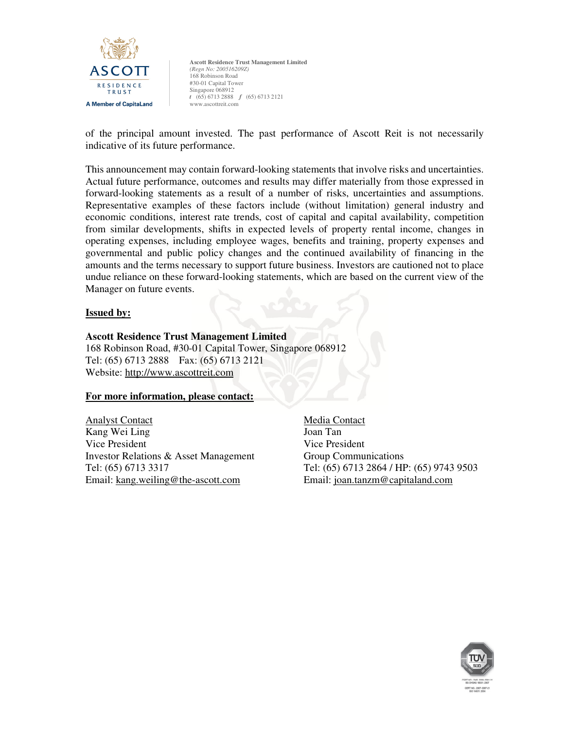of the principal amount invested. The past performance of Ascott Reit is not necessarily indicative of its future performance.

This announcement may contain forward-looking statements that involve risks and uncertainties. Actual future performance, outcomes and results may differ materially from those expressed in forward-looking statements as a result of a number of risks, uncertainties and assumptions. Representative examples of these factors include (without limitation) general industry and economic conditions, interest rate trends, cost of capital and capital availability, competition from similar developments, shifts in expected levels of property rental income, changes in operating expenses, including employee wages, benefits and training, property expenses and governmental and public policy changes and the continued availability of financing in the amounts and the terms necessary to support future business. Investors are cautioned not to place undue reliance on these forward-looking statements, which are based on the current view of the Manager on future events.

**Issued by:**

**Ascott Residence Trust Management Limited**
168 Robinson Road, #30-01 Capital Tower, Singapore 068912
Tel: (65) 6713 2888 Fax: (65) 6713 2121
Website: http://www.ascottreit.com

**For more information, please contact:**

Analyst Contact
Kang Wei Ling
Vice President
Investor Relations & Asset Management
Tel: (65) 6713 3317
Email: kang.weiling@the-ascott.com

Media Contact
Joan Tan
Vice President
Group Communications
Tel: (65) 6713 2864 / HP: (65) 9743 9503
Email: joan.tanzm@capitaland.com